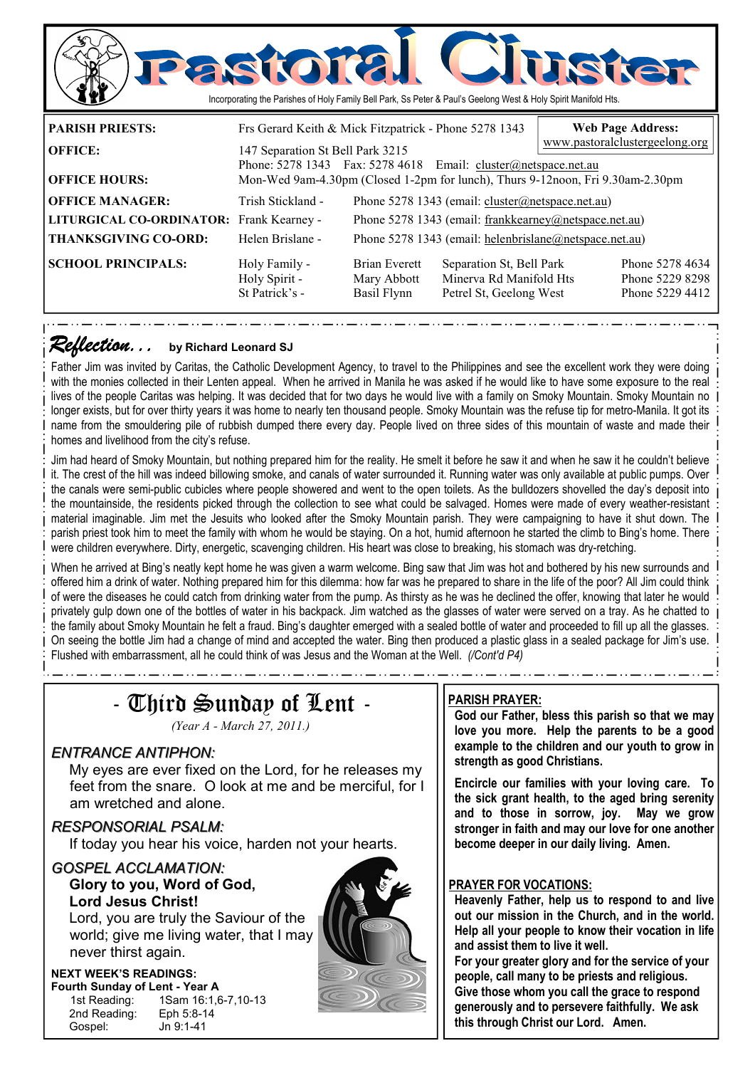# Pastoral Cluster

Incorporating the Parishes of Holy Family Bell Park, Ss Peter & Paul's Geelong West & Holy Spirit Manifold Hts.

**Web Page Address:** www.pastoralclustergeelong.org

| | | | | |
|---|---|---|---|---|
| **PARISH PRIESTS:** | Frs Gerard Keith & Mick Fitzpatrick - Phone 5278 1343 | | | |
| **OFFICE:** | 147 Separation St Bell Park 3215<br>Phone: 5278 1343 Fax: 5278 4618 Email: cluster@netspace.net.au | | | |
| **OFFICE HOURS:** | Mon-Wed 9am-4.30pm (Closed 1-2pm for lunch), Thurs 9-12noon, Fri 9.30am-2.30pm | | | |
| **OFFICE MANAGER:** | Trish Stickland - | Phone 5278 1343 (email: cluster@netspace.net.au) | | |
| **LITURGICAL CO-ORDINATOR:** | Frank Kearney - | Phone 5278 1343 (email: frankkearney@netspace.net.au) | | |
| **THANKSGIVING CO-ORD:** | Helen Brislane - | Phone 5278 1343 (email: helenbrislane@netspace.net.au) | | |
| **SCHOOL PRINCIPALS:** | Holy Family - | Brian Everett | Separation St, Bell Park | Phone 5278 4634 |
| | Holy Spirit - | Mary Abbott | Minerva Rd Manifold Hts | Phone 5229 8298 |
| | St Patrick's - | Basil Flynn | Petrel St, Geelong West | Phone 5229 4412 |

## *Reflection...* by Richard Leonard SJ

Father Jim was invited by Caritas, the Catholic Development Agency, to travel to the Philippines and see the excellent work they were doing with the monies collected in their Lenten appeal. When he arrived in Manila he was asked if he would like to have some exposure to the real lives of the people Caritas was helping. It was decided that for two days he would live with a family on Smoky Mountain. Smoky Mountain no longer exists, but for over thirty years it was home to nearly ten thousand people. Smoky Mountain was the refuse tip for metro-Manila. It got its name from the smouldering pile of rubbish dumped there every day. People lived on three sides of this mountain of waste and made their homes and livelihood from the city's refuse.

Jim had heard of Smoky Mountain, but nothing prepared him for the reality. He smelt it before he saw it and when he saw it he couldn't believe it. The crest of the hill was indeed billowing smoke, and canals of water surrounded it. Running water was only available at public pumps. Over the canals were semi-public cubicles where people showered and went to the open toilets. As the bulldozers shovelled the day's deposit into the mountainside, the residents picked through the collection to see what could be salvaged. Homes were made of every weather-resistant material imaginable. Jim met the Jesuits who looked after the Smoky Mountain parish. They were campaigning to have it shut down. The parish priest took him to meet the family with whom he would be staying. On a hot, humid afternoon he started the climb to Bing's home. There were children everywhere. Dirty, energetic, scavenging children. His heart was close to breaking, his stomach was dry-retching.

When he arrived at Bing's neatly kept home he was given a warm welcome. Bing saw that Jim was hot and bothered by his new surrounds and offered him a drink of water. Nothing prepared him for this dilemma: how far was he prepared to share in the life of the poor? All Jim could think of were the diseases he could catch from drinking water from the pump. As thirsty as he was he declined the offer, knowing that later he would privately gulp down one of the bottles of water in his backpack. Jim watched as the glasses of water were served on a tray. As he chatted to the family about Smoky Mountain he felt a fraud. Bing's daughter emerged with a sealed bottle of water and proceeded to fill up all the glasses. On seeing the bottle Jim had a change of mind and accepted the water. Bing then produced a plastic glass in a sealed package for Jim's use. Flushed with embarrassment, all he could think of was Jesus and the Woman at the Well. *(Cont'd P4)*

## - Third Sunday of Lent -

*(Year A - March 27, 2011.)*

*ENTRANCE ANTIPHON:*

My eyes are ever fixed on the Lord, for he releases my feet from the snare. O look at me and be merciful, for I am wretched and alone.

*RESPONSORIAL PSALM:*

If today you hear his voice, harden not your hearts.

*GOSPEL ACCLAMATION:*

**Glory to you, Word of God, Lord Jesus Christ!**

Lord, you are truly the Saviour of the world; give me living water, that I may never thirst again.

**NEXT WEEK'S READINGS:**

**Fourth Sunday of Lent - Year A**

| | |
|---|---|
| 1st Reading: | 1Sam 16:1,6-7,10-13 |
| 2nd Reading: | Eph 5:8-14 |
| Gospel: | Jn 9:1-41 |

**PARISH PRAYER:**

**God our Father, bless this parish so that we may love you more. Help the parents to be a good example to the children and our youth to grow in strength as good Christians.**

**Encircle our families with your loving care. To the sick grant health, to the aged bring serenity and to those in sorrow, joy. May we grow stronger in faith and may our love for one another become deeper in our daily living. Amen.**

**PRAYER FOR VOCATIONS:**

**Heavenly Father, help us to respond to and live out our mission in the Church, and in the world. Help all your people to know their vocation in life and assist them to live it well.**
**For your greater glory and for the service of your people, call many to be priests and religious.**
**Give those whom you call the grace to respond generously and to persevere faithfully. We ask this through Christ our Lord. Amen.**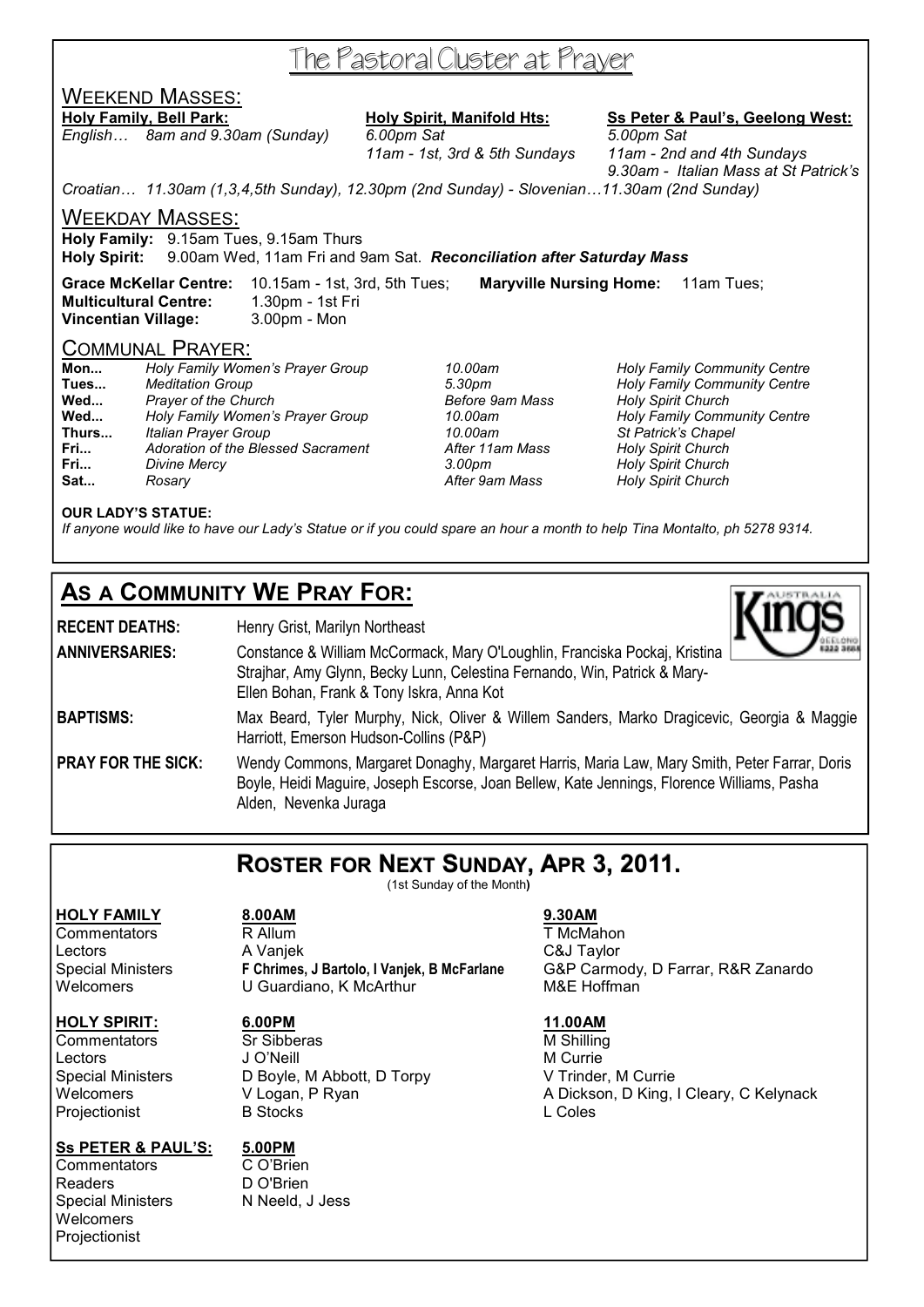# The Pastoral Cluster at Prayer

## WEEKEND MASSES:

**Holy Family, Bell Park:**
*English… 8am and 9.30am (Sunday)*

**Holy Spirit, Manifold Hts:**
*6.00pm Sat*
*11am - 1st, 3rd & 5th Sundays*

**Ss Peter & Paul's, Geelong West:**
*5.00pm Sat*
*11am - 2nd and 4th Sundays*
*9.30am - Italian Mass at St Patrick's*

*Croatian… 11.30am (1,3,4,5th Sunday), 12.30pm (2nd Sunday) - Slovenian…11.30am (2nd Sunday)*

## WEEKDAY MASSES:

**Holy Family:** 9.15am Tues, 9.15am Thurs
**Holy Spirit:** 9.00am Wed, 11am Fri and 9am Sat. ***Reconciliation after Saturday Mass***

**Grace McKellar Centre:** 10.15am - 1st, 3rd, 5th Tues; **Maryville Nursing Home:** 11am Tues;
**Multicultural Centre:** 1.30pm - 1st Fri
**Vincentian Village:** 3.00pm - Mon

## COMMUNAL PRAYER:

| | | | |
|---|---|---|---|
| **Mon...** | *Holy Family Women's Prayer Group* | *10.00am* | *Holy Family Community Centre* |
| **Tues...** | *Meditation Group* | *5.30pm* | *Holy Family Community Centre* |
| **Wed...** | *Prayer of the Church* | *Before 9am Mass* | *Holy Spirit Church* |
| **Wed...** | *Holy Family Women's Prayer Group* | *10.00am* | *Holy Family Community Centre* |
| **Thurs...** | *Italian Prayer Group* | *10.00am* | *St Patrick's Chapel* |
| **Fri...** | *Adoration of the Blessed Sacrament* | *After 11am Mass* | *Holy Spirit Church* |
| **Fri...** | *Divine Mercy* | *3.00pm* | *Holy Spirit Church* |
| **Sat...** | *Rosary* | *After 9am Mass* | *Holy Spirit Church* |

**OUR LADY'S STATUE:**
*If anyone would like to have our Lady's Statue or if you could spare an hour a month to help Tina Montalto, ph 5278 9314.*

## AS A COMMUNITY WE PRAY FOR:

**RECENT DEATHS:** Henry Grist, Marilyn Northeast

**ANNIVERSARIES:** Constance & William McCormack, Mary O'Loughlin, Franciska Pockaj, Kristina Strajhar, Amy Glynn, Becky Lunn, Celestina Fernando, Win, Patrick & Mary-Ellen Bohan, Frank & Tony Iskra, Anna Kot

**BAPTISMS:** Max Beard, Tyler Murphy, Nick, Oliver & Willem Sanders, Marko Dragicevic, Georgia & Maggie Harriott, Emerson Hudson-Collins (P&P)

**PRAY FOR THE SICK:** Wendy Commons, Margaret Donaghy, Margaret Harris, Maria Law, Mary Smith, Peter Farrar, Doris Boyle, Heidi Maguire, Joseph Escorse, Joan Bellew, Kate Jennings, Florence Williams, Pasha Alden, Nevenka Juraga

## ROSTER FOR NEXT SUNDAY, APR 3, 2011.

(1st Sunday of the Month)

| **HOLY FAMILY** | **8.00AM** | **9.30AM** |
|---|---|---|
| Commentators | R Allum | T McMahon |
| Lectors | A Vanjek | C&J Taylor |
| Special Ministers | **F Chrimes, J Bartolo, I Vanjek, B McFarlane** | G&P Carmody, D Farrar, R&R Zanardo |
| Welcomers | U Guardiano, K McArthur | M&E Hoffman |

| **HOLY SPIRIT:** | **6.00PM** | **11.00AM** |
|---|---|---|
| Commentators | Sr Sibberas | M Shilling |
| Lectors | J O'Neill | M Currie |
| Special Ministers | D Boyle, M Abbott, D Torpy | V Trinder, M Currie |
| Welcomers | V Logan, P Ryan | A Dickson, D King, I Cleary, C Kelynack |
| Projectionist | B Stocks | L Coles |

| **Ss PETER & PAUL'S:** | **5.00PM** |
|---|---|
| Commentators | C O'Brien |
| Readers | D O'Brien |
| Special Ministers | N Neeld, J Jess |
| Welcomers | |
| Projectionist | |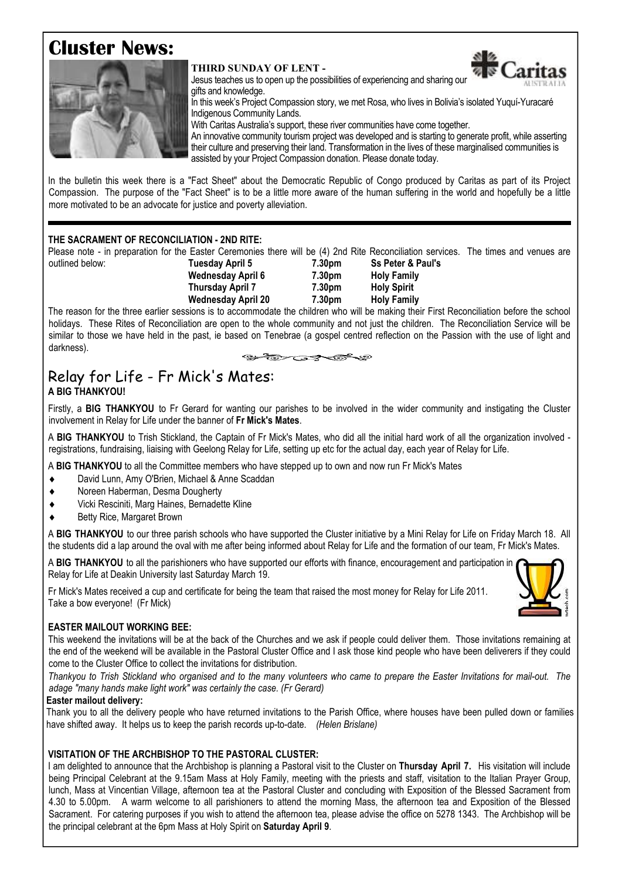# Cluster News:

**THIRD SUNDAY OF LENT -**

Jesus teaches us to open up the possibilities of experiencing and sharing our gifts and knowledge.

In this week's Project Compassion story, we met Rosa, who lives in Bolivia's isolated Yuquí-Yuracaré Indigenous Community Lands.

With Caritas Australia's support, these river communities have come together.

An innovative community tourism project was developed and is starting to generate profit, while asserting their culture and preserving their land. Transformation in the lives of these marginalised communities is assisted by your Project Compassion donation. Please donate today.

In the bulletin this week there is a "Fact Sheet" about the Democratic Republic of Congo produced by Caritas as part of its Project Compassion. The purpose of the "Fact Sheet" is to be a little more aware of the human suffering in the world and hopefully be a little more motivated to be an advocate for justice and poverty alleviation.

---

**THE SACRAMENT OF RECONCILIATION - 2ND RITE:**

Please note - in preparation for the Easter Ceremonies there will be (4) 2nd Rite Reconciliation services. The times and venues are outlined below:

| | | |
|---|---|---|
| **Tuesday April 5** | **7.30pm** | **Ss Peter & Paul's** |
| **Wednesday April 6** | **7.30pm** | **Holy Family** |
| **Thursday April 7** | **7.30pm** | **Holy Spirit** |
| **Wednesday April 20** | **7.30pm** | **Holy Family** |

The reason for the three earlier sessions is to accommodate the children who will be making their First Reconciliation before the school holidays. These Rites of Reconciliation are open to the whole community and not just the children. The Reconciliation Service will be similar to those we have held in the past, ie based on Tenebrae (a gospel centred reflection on the Passion with the use of light and darkness).

## Relay for Life - Fr Mick's Mates:

**A BIG THANKYOU!**

Firstly, a **BIG THANKYOU** to Fr Gerard for wanting our parishes to be involved in the wider community and instigating the Cluster involvement in Relay for Life under the banner of **Fr Mick's Mates**.

A **BIG THANKYOU** to Trish Stickland, the Captain of Fr Mick's Mates, who did all the initial hard work of all the organization involved - registrations, fundraising, liaising with Geelong Relay for Life, setting up etc for the actual day, each year of Relay for Life.

A **BIG THANKYOU** to all the Committee members who have stepped up to own and now run Fr Mick's Mates

- David Lunn, Amy O'Brien, Michael & Anne Scaddan
- Noreen Haberman, Desma Dougherty
- Vicki Resciniti, Marg Haines, Bernadette Kline
- Betty Rice, Margaret Brown

A **BIG THANKYOU** to our three parish schools who have supported the Cluster initiative by a Mini Relay for Life on Friday March 18. All the students did a lap around the oval with me after being informed about Relay for Life and the formation of our team, Fr Mick's Mates.

A **BIG THANKYOU** to all the parishioners who have supported our efforts with finance, encouragement and participation in Relay for Life at Deakin University last Saturday March 19.

Fr Mick's Mates received a cup and certificate for being the team that raised the most money for Relay for Life 2011. Take a bow everyone! (Fr Mick)

**EASTER MAILOUT WORKING BEE:**

This weekend the invitations will be at the back of the Churches and we ask if people could deliver them. Those invitations remaining at the end of the weekend will be available in the Pastoral Cluster Office and I ask those kind people who have been deliverers if they could come to the Cluster Office to collect the invitations for distribution.

*Thankyou to Trish Stickland who organised and to the many volunteers who came to prepare the Easter Invitations for mail-out. The adage "many hands make light work" was certainly the case. (Fr Gerard)*

**Easter mailout delivery:**

Thank you to all the delivery people who have returned invitations to the Parish Office, where houses have been pulled down or families have shifted away. It helps us to keep the parish records up-to-date. *(Helen Brislane)*

**VISITATION OF THE ARCHBISHOP TO THE PASTORAL CLUSTER:**

I am delighted to announce that the Archbishop is planning a Pastoral visit to the Cluster on **Thursday April 7.** His visitation will include being Principal Celebrant at the 9.15am Mass at Holy Family, meeting with the priests and staff, visitation to the Italian Prayer Group, lunch, Mass at Vincentian Village, afternoon tea at the Pastoral Cluster and concluding with Exposition of the Blessed Sacrament from 4.30 to 5.00pm. A warm welcome to all parishioners to attend the morning Mass, the afternoon tea and Exposition of the Blessed Sacrament. For catering purposes if you wish to attend the afternoon tea, please advise the office on 5278 1343. The Archbishop will be the principal celebrant at the 6pm Mass at Holy Spirit on **Saturday April 9**.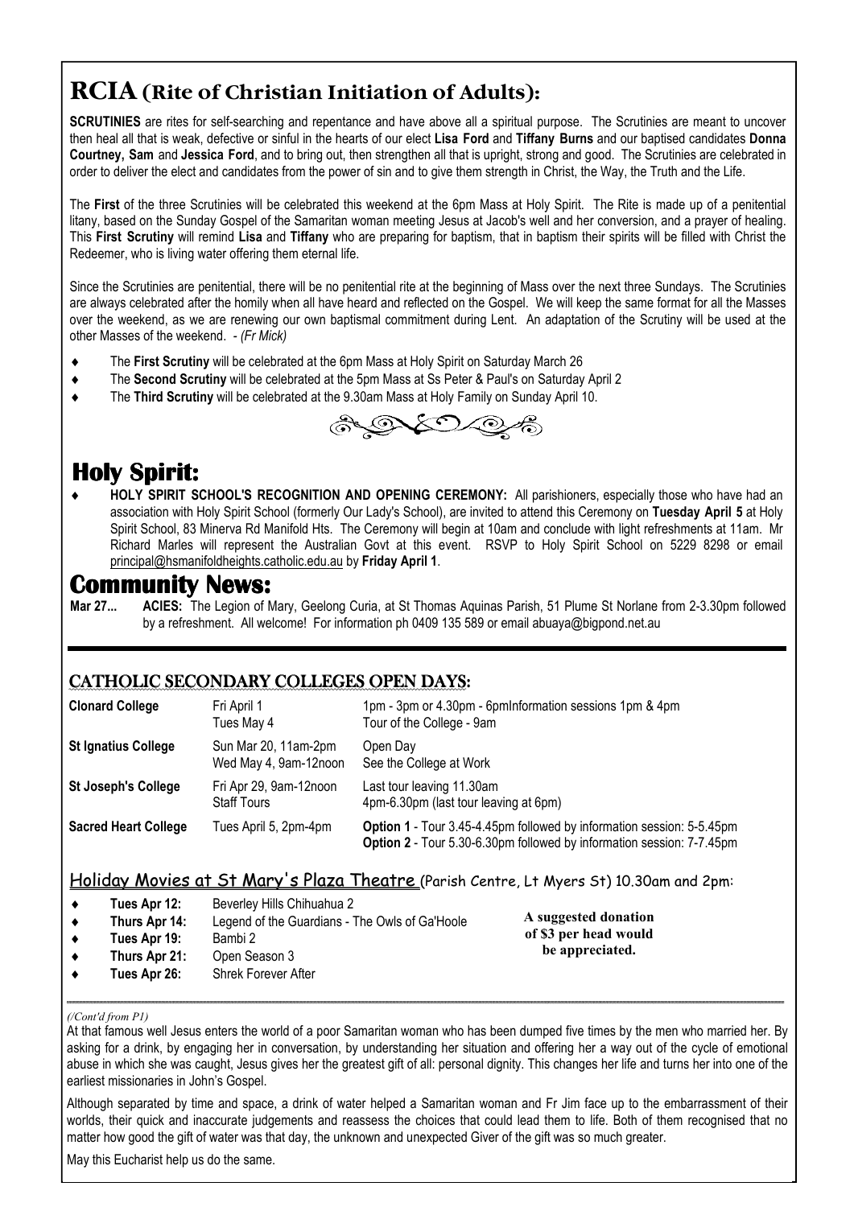## RCIA (Rite of Christian Initiation of Adults):

**SCRUTINIES** are rites for self-searching and repentance and have above all a spiritual purpose. The Scrutinies are meant to uncover then heal all that is weak, defective or sinful in the hearts of our elect **Lisa Ford** and **Tiffany Burns** and our baptised candidates **Donna Courtney, Sam** and **Jessica Ford**, and to bring out, then strengthen all that is upright, strong and good. The Scrutinies are celebrated in order to deliver the elect and candidates from the power of sin and to give them strength in Christ, the Way, the Truth and the Life.

The **First** of the three Scrutinies will be celebrated this weekend at the 6pm Mass at Holy Spirit. The Rite is made up of a penitential litany, based on the Sunday Gospel of the Samaritan woman meeting Jesus at Jacob's well and her conversion, and a prayer of healing. This **First Scrutiny** will remind **Lisa** and **Tiffany** who are preparing for baptism, that in baptism their spirits will be filled with Christ the Redeemer, who is living water offering them eternal life.

Since the Scrutinies are penitential, there will be no penitential rite at the beginning of Mass over the next three Sundays. The Scrutinies are always celebrated after the homily when all have heard and reflected on the Gospel. We will keep the same format for all the Masses over the weekend, as we are renewing our own baptismal commitment during Lent. An adaptation of the Scrutiny will be used at the other Masses of the weekend. - *(Fr Mick)*

- The **First Scrutiny** will be celebrated at the 6pm Mass at Holy Spirit on Saturday March 26
- The **Second Scrutiny** will be celebrated at the 5pm Mass at Ss Peter & Paul's on Saturday April 2
- The **Third Scrutiny** will be celebrated at the 9.30am Mass at Holy Family on Sunday April 10.

## Holy Spirit:

- **HOLY SPIRIT SCHOOL'S RECOGNITION AND OPENING CEREMONY:** All parishioners, especially those who have had an association with Holy Spirit School (formerly Our Lady's School), are invited to attend this Ceremony on **Tuesday April 5** at Holy Spirit School, 83 Minerva Rd Manifold Hts. The Ceremony will begin at 10am and conclude with light refreshments at 11am. Mr Richard Marles will represent the Australian Govt at this event. RSVP to Holy Spirit School on 5229 8298 or email principal@hsmanifoldheights.catholic.edu.au by **Friday April 1**.

## Community News:

**Mar 27...** **ACIES:** The Legion of Mary, Geelong Curia, at St Thomas Aquinas Parish, 51 Plume St Norlane from 2-3.30pm followed by a refreshment. All welcome! For information ph 0409 135 589 or email abuaya@bigpond.net.au

### CATHOLIC SECONDARY COLLEGES OPEN DAYS:

| | | |
|---|---|---|
| **Clonard College** | Fri April 1<br>Tues May 4 | 1pm - 3pm or 4.30pm - 6pmInformation sessions 1pm & 4pm<br>Tour of the College - 9am |
| **St Ignatius College** | Sun Mar 20, 11am-2pm<br>Wed May 4, 9am-12noon | Open Day<br>See the College at Work |
| **St Joseph's College** | Fri Apr 29, 9am-12noon<br>Staff Tours | Last tour leaving 11.30am<br>4pm-6.30pm (last tour leaving at 6pm) |
| **Sacred Heart College** | Tues April 5, 2pm-4pm | **Option 1** - Tour 3.45-4.45pm followed by information session: 5-5.45pm<br>**Option 2** - Tour 5.30-6.30pm followed by information session: 7-7.45pm |

### Holiday Movies at St Mary's Plaza Theatre (Parish Centre, Lt Myers St) 10.30am and 2pm:

- **Tues Apr 12:** Beverley Hills Chihuahua 2
- **Thurs Apr 14:** Legend of the Guardians - The Owls of Ga'Hoole
- **Tues Apr 19:** Bambi 2
- **Thurs Apr 21:** Open Season 3
- **Tues Apr 26:** Shrek Forever After

**A suggested donation of $3 per head would be appreciated.**

*(/Cont'd from P1)*

At that famous well Jesus enters the world of a poor Samaritan woman who has been dumped five times by the men who married her. By asking for a drink, by engaging her in conversation, by understanding her situation and offering her a way out of the cycle of emotional abuse in which she was caught, Jesus gives her the greatest gift of all: personal dignity. This changes her life and turns her into one of the earliest missionaries in John's Gospel.

Although separated by time and space, a drink of water helped a Samaritan woman and Fr Jim face up to the embarrassment of their worlds, their quick and inaccurate judgements and reassess the choices that could lead them to life. Both of them recognised that no matter how good the gift of water was that day, the unknown and unexpected Giver of the gift was so much greater.

May this Eucharist help us do the same.